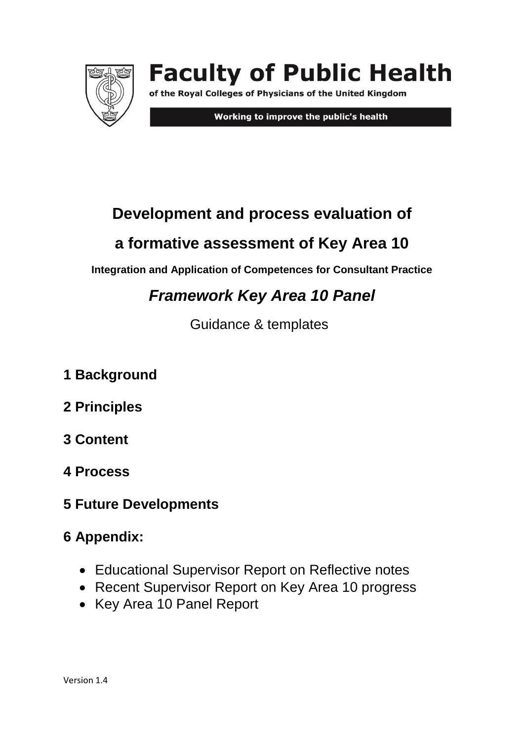**Faculty of Public Health**

of the Royal Colleges of Physicians of the United Kingdom

**Working to improve the public's health**

# Development and process evaluation of a formative assessment of Key Area 10

**Integration and Application of Competences for Consultant Practice**

## *Framework Key Area 10 Panel*

Guidance & templates

## 1 Background

## 2 Principles

## 3 Content

## 4 Process

## 5 Future Developments

## 6 Appendix:

- Educational Supervisor Report on Reflective notes
- Recent Supervisor Report on Key Area 10 progress
- Key Area 10 Panel Report

Version 1.4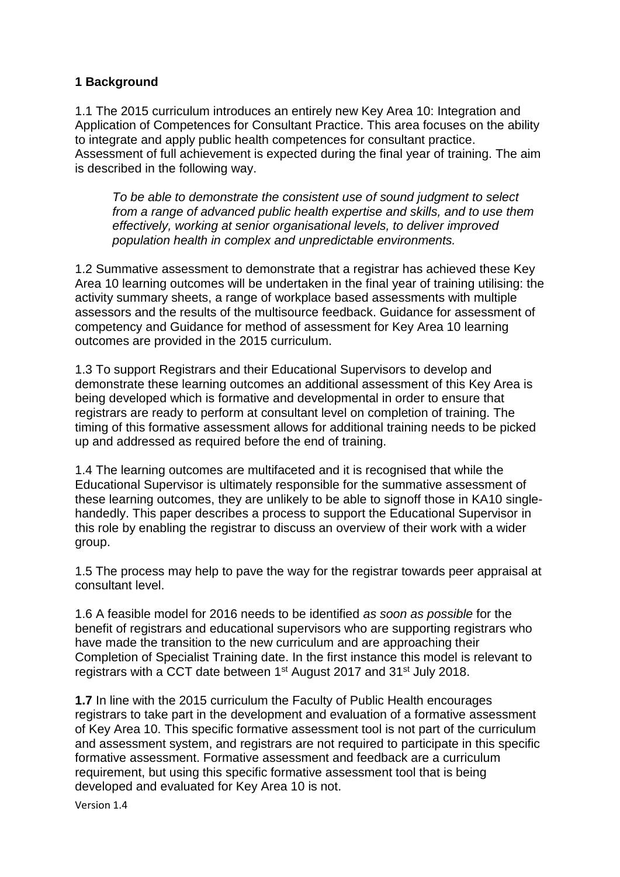## 1 Background

1.1 The 2015 curriculum introduces an entirely new Key Area 10: Integration and Application of Competences for Consultant Practice. This area focuses on the ability to integrate and apply public health competences for consultant practice. Assessment of full achievement is expected during the final year of training. The aim is described in the following way.

> *To be able to demonstrate the consistent use of sound judgment to select from a range of advanced public health expertise and skills, and to use them effectively, working at senior organisational levels, to deliver improved population health in complex and unpredictable environments.*

1.2 Summative assessment to demonstrate that a registrar has achieved these Key Area 10 learning outcomes will be undertaken in the final year of training utilising: the activity summary sheets, a range of workplace based assessments with multiple assessors and the results of the multisource feedback. Guidance for assessment of competency and Guidance for method of assessment for Key Area 10 learning outcomes are provided in the 2015 curriculum.

1.3 To support Registrars and their Educational Supervisors to develop and demonstrate these learning outcomes an additional assessment of this Key Area is being developed which is formative and developmental in order to ensure that registrars are ready to perform at consultant level on completion of training. The timing of this formative assessment allows for additional training needs to be picked up and addressed as required before the end of training.

1.4 The learning outcomes are multifaceted and it is recognised that while the Educational Supervisor is ultimately responsible for the summative assessment of these learning outcomes, they are unlikely to be able to signoff those in KA10 single-handedly. This paper describes a process to support the Educational Supervisor in this role by enabling the registrar to discuss an overview of their work with a wider group.

1.5 The process may help to pave the way for the registrar towards peer appraisal at consultant level.

1.6 A feasible model for 2016 needs to be identified *as soon as possible* for the benefit of registrars and educational supervisors who are supporting registrars who have made the transition to the new curriculum and are approaching their Completion of Specialist Training date. In the first instance this model is relevant to registrars with a CCT date between 1st August 2017 and 31st July 2018.

**1.7** In line with the 2015 curriculum the Faculty of Public Health encourages registrars to take part in the development and evaluation of a formative assessment of Key Area 10. This specific formative assessment tool is not part of the curriculum and assessment system, and registrars are not required to participate in this specific formative assessment. Formative assessment and feedback are a curriculum requirement, but using this specific formative assessment tool that is being developed and evaluated for Key Area 10 is not.

Version 1.4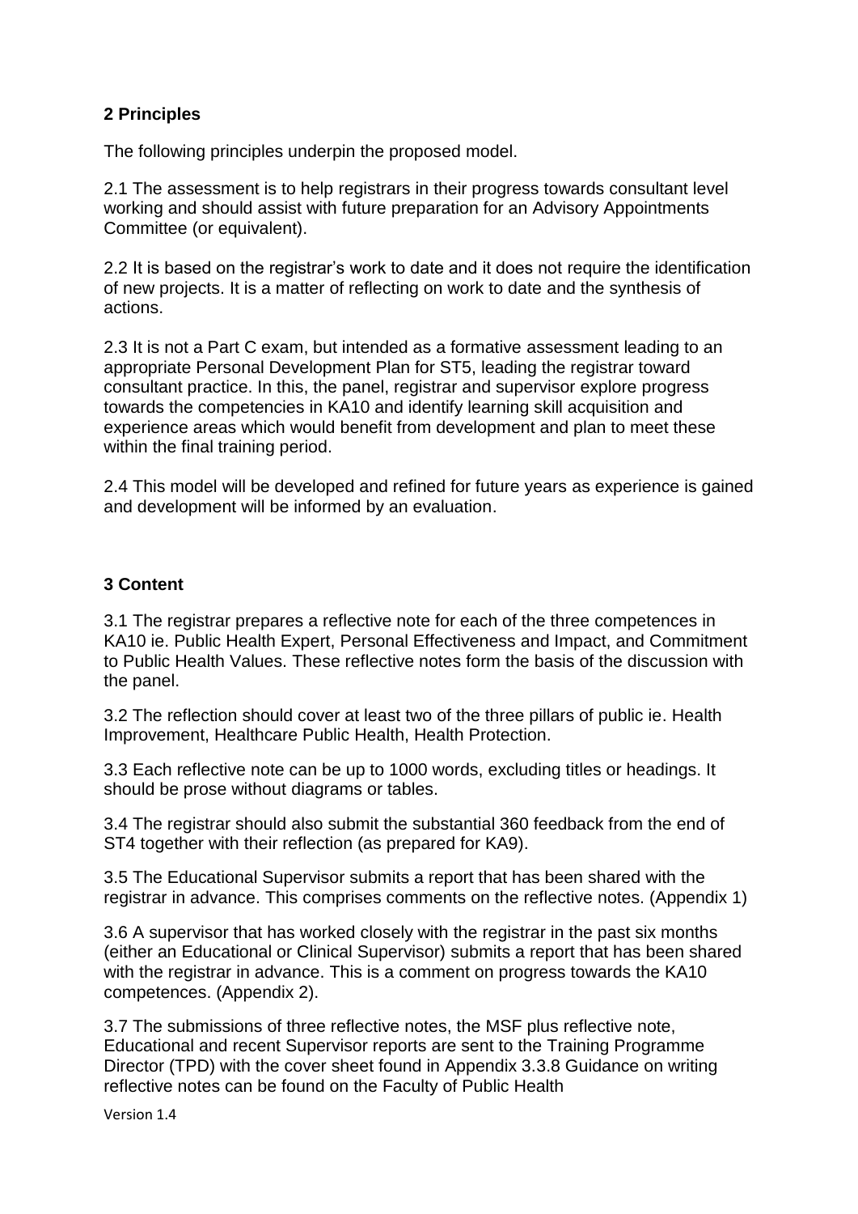## 2 Principles

The following principles underpin the proposed model.

2.1 The assessment is to help registrars in their progress towards consultant level working and should assist with future preparation for an Advisory Appointments Committee (or equivalent).

2.2 It is based on the registrar's work to date and it does not require the identification of new projects. It is a matter of reflecting on work to date and the synthesis of actions.

2.3 It is not a Part C exam, but intended as a formative assessment leading to an appropriate Personal Development Plan for ST5, leading the registrar toward consultant practice. In this, the panel, registrar and supervisor explore progress towards the competencies in KA10 and identify learning skill acquisition and experience areas which would benefit from development and plan to meet these within the final training period.

2.4 This model will be developed and refined for future years as experience is gained and development will be informed by an evaluation.

## 3 Content

3.1 The registrar prepares a reflective note for each of the three competences in KA10 ie. Public Health Expert, Personal Effectiveness and Impact, and Commitment to Public Health Values. These reflective notes form the basis of the discussion with the panel.

3.2 The reflection should cover at least two of the three pillars of public ie. Health Improvement, Healthcare Public Health, Health Protection.

3.3 Each reflective note can be up to 1000 words, excluding titles or headings. It should be prose without diagrams or tables.

3.4 The registrar should also submit the substantial 360 feedback from the end of ST4 together with their reflection (as prepared for KA9).

3.5 The Educational Supervisor submits a report that has been shared with the registrar in advance. This comprises comments on the reflective notes. (Appendix 1)

3.6 A supervisor that has worked closely with the registrar in the past six months (either an Educational or Clinical Supervisor) submits a report that has been shared with the registrar in advance. This is a comment on progress towards the KA10 competences. (Appendix 2).

3.7 The submissions of three reflective notes, the MSF plus reflective note, Educational and recent Supervisor reports are sent to the Training Programme Director (TPD) with the cover sheet found in Appendix 3.3.8 Guidance on writing reflective notes can be found on the Faculty of Public Health

Version 1.4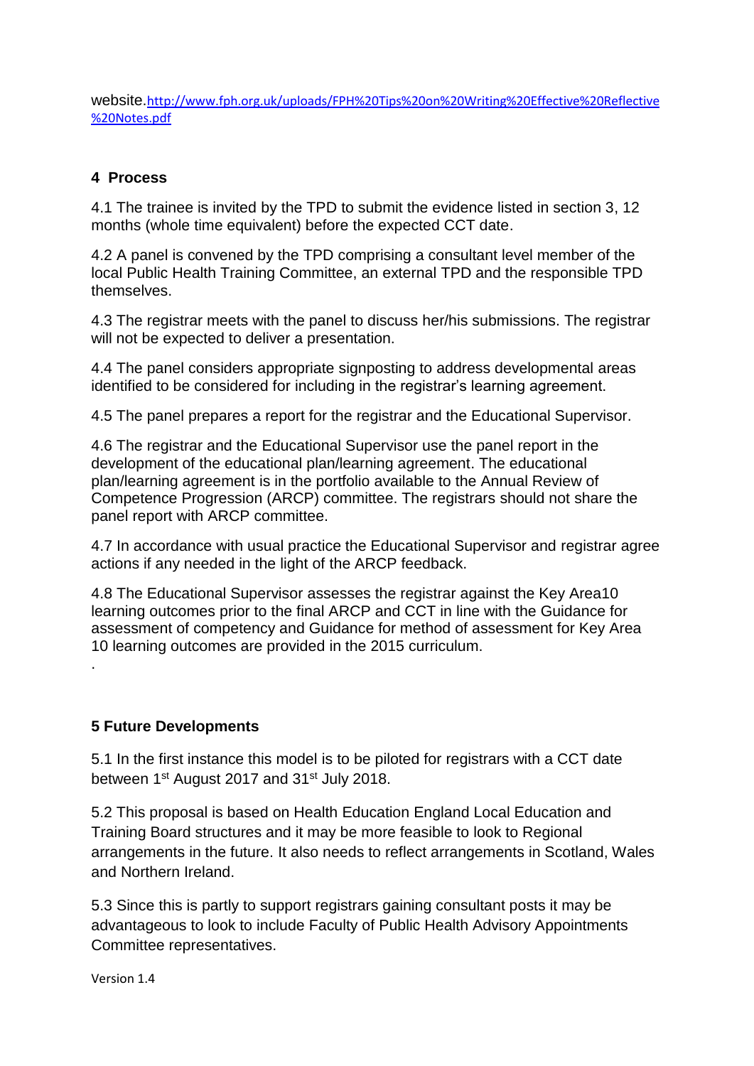website.[http://www.fph.org.uk/uploads/FPH%20Tips%20on%20Writing%20Effective%20Reflective%20Notes.pdf](http://www.fph.org.uk/uploads/FPH%20Tips%20on%20Writing%20Effective%20Reflective%20Notes.pdf)

## 4 Process

4.1 The trainee is invited by the TPD to submit the evidence listed in section 3, 12 months (whole time equivalent) before the expected CCT date.

4.2 A panel is convened by the TPD comprising a consultant level member of the local Public Health Training Committee, an external TPD and the responsible TPD themselves.

4.3 The registrar meets with the panel to discuss her/his submissions. The registrar will not be expected to deliver a presentation.

4.4 The panel considers appropriate signposting to address developmental areas identified to be considered for including in the registrar's learning agreement.

4.5 The panel prepares a report for the registrar and the Educational Supervisor.

4.6 The registrar and the Educational Supervisor use the panel report in the development of the educational plan/learning agreement. The educational plan/learning agreement is in the portfolio available to the Annual Review of Competence Progression (ARCP) committee. The registrars should not share the panel report with ARCP committee.

4.7 In accordance with usual practice the Educational Supervisor and registrar agree actions if any needed in the light of the ARCP feedback.

4.8 The Educational Supervisor assesses the registrar against the Key Area10 learning outcomes prior to the final ARCP and CCT in line with the Guidance for assessment of competency and Guidance for method of assessment for Key Area 10 learning outcomes are provided in the 2015 curriculum.

.

## 5 Future Developments

5.1 In the first instance this model is to be piloted for registrars with a CCT date between 1st August 2017 and 31st July 2018.

5.2 This proposal is based on Health Education England Local Education and Training Board structures and it may be more feasible to look to Regional arrangements in the future. It also needs to reflect arrangements in Scotland, Wales and Northern Ireland.

5.3 Since this is partly to support registrars gaining consultant posts it may be advantageous to look to include Faculty of Public Health Advisory Appointments Committee representatives.

Version 1.4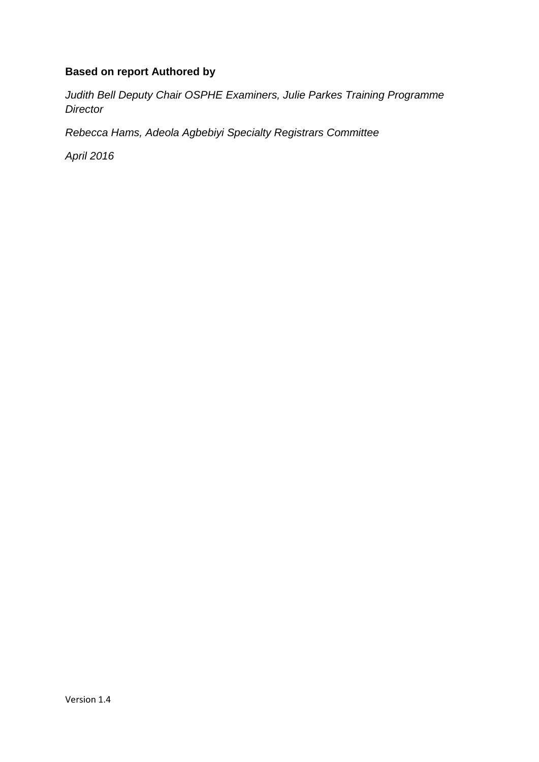**Based on report Authored by**

*Judith Bell Deputy Chair OSPHE Examiners, Julie Parkes Training Programme Director*

*Rebecca Hams, Adeola Agbebiyi Specialty Registrars Committee*

*April 2016*

Version 1.4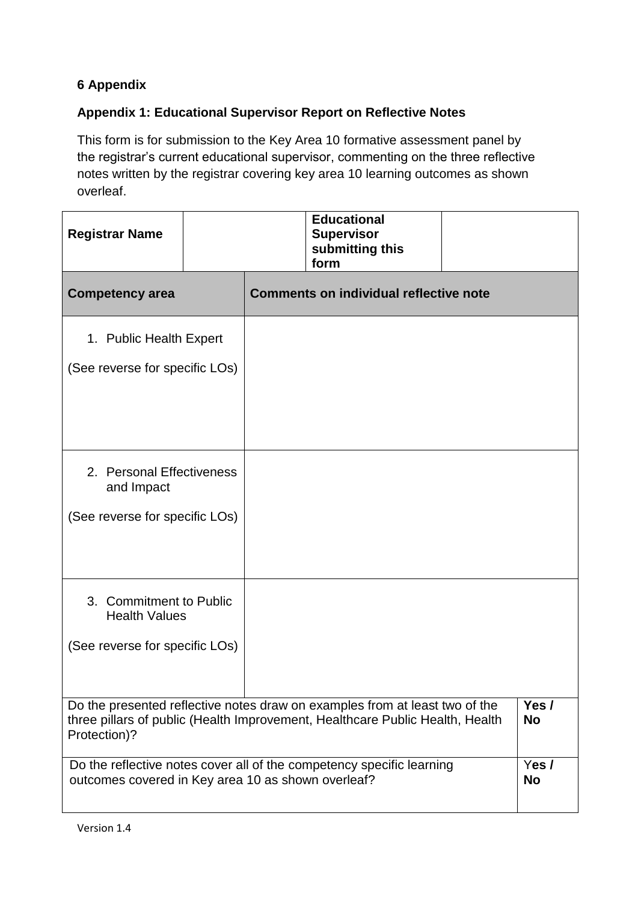## 6 Appendix

### Appendix 1: Educational Supervisor Report on Reflective Notes

This form is for submission to the Key Area 10 formative assessment panel by the registrar's current educational supervisor, commenting on the three reflective notes written by the registrar covering key area 10 learning outcomes as shown overleaf.

| Registrar Name | | Educational Supervisor submitting this form | |
|---|---|---|---|
| **Competency area** | **Comments on individual reflective note** | | |
| 1. Public Health Expert<br><br>(See reverse for specific LOs) | | | |
| 2. Personal Effectiveness and Impact<br><br>(See reverse for specific LOs) | | | |
| 3. Commitment to Public Health Values<br><br>(See reverse for specific LOs) | | | |
| Do the presented reflective notes draw on examples from at least two of the three pillars of public (Health Improvement, Healthcare Public Health, Health Protection)? | | | **Yes / No** |
| Do the reflective notes cover all of the competency specific learning outcomes covered in Key area 10 as shown overleaf? | | | **Yes / No** |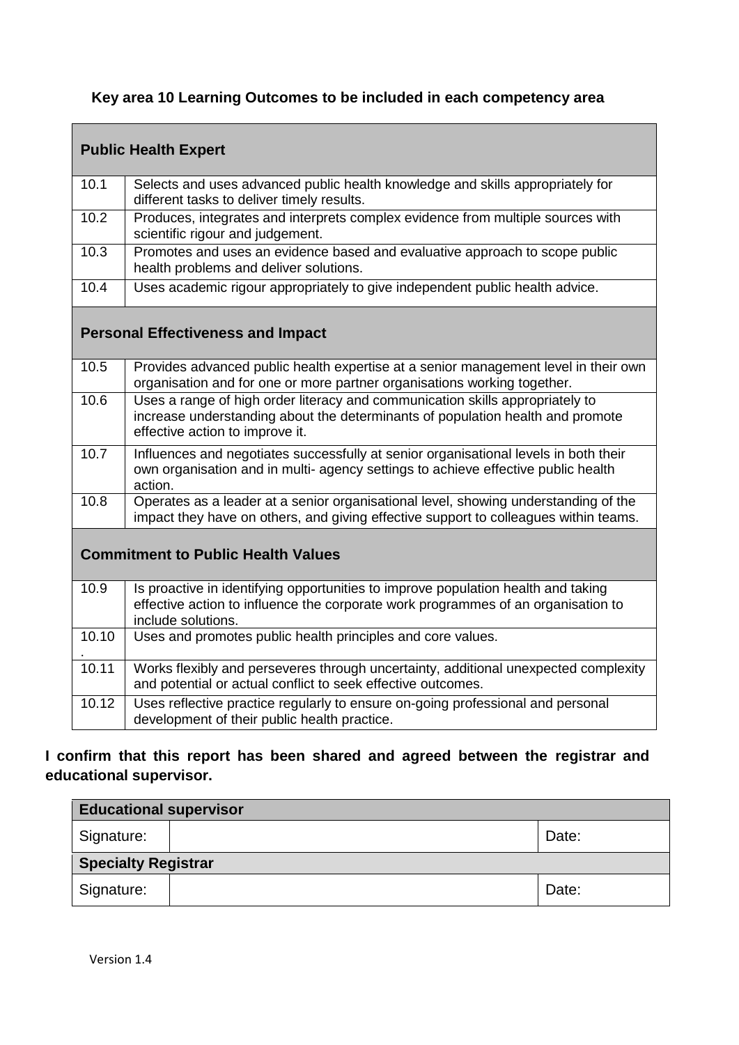**Key area 10 Learning Outcomes to be included in each competency area**

| **Public Health Expert** | |
|---|---|
| 10.1 | Selects and uses advanced public health knowledge and skills appropriately for different tasks to deliver timely results. |
| 10.2 | Produces, integrates and interprets complex evidence from multiple sources with scientific rigour and judgement. |
| 10.3 | Promotes and uses an evidence based and evaluative approach to scope public health problems and deliver solutions. |
| 10.4 | Uses academic rigour appropriately to give independent public health advice. |
| **Personal Effectiveness and Impact** | |
| 10.5 | Provides advanced public health expertise at a senior management level in their own organisation and for one or more partner organisations working together. |
| 10.6 | Uses a range of high order literacy and communication skills appropriately to increase understanding about the determinants of population health and promote effective action to improve it. |
| 10.7 | Influences and negotiates successfully at senior organisational levels in both their own organisation and in multi- agency settings to achieve effective public health action. |
| 10.8 | Operates as a leader at a senior organisational level, showing understanding of the impact they have on others, and giving effective support to colleagues within teams. |
| **Commitment to Public Health Values** | |
| 10.9 | Is proactive in identifying opportunities to improve population health and taking effective action to influence the corporate work programmes of an organisation to include solutions. |
| 10.10. | Uses and promotes public health principles and core values. |
| 10.11 | Works flexibly and perseveres through uncertainty, additional unexpected complexity and potential or actual conflict to seek effective outcomes. |
| 10.12 | Uses reflective practice regularly to ensure on-going professional and personal development of their public health practice. |

**I confirm that this report has been shared and agreed between the registrar and educational supervisor.**

| **Educational supervisor** | | |
|---|---|---|
| Signature: | | Date: |
| **Specialty Registrar** | | |
| Signature: | | Date: |

Version 1.4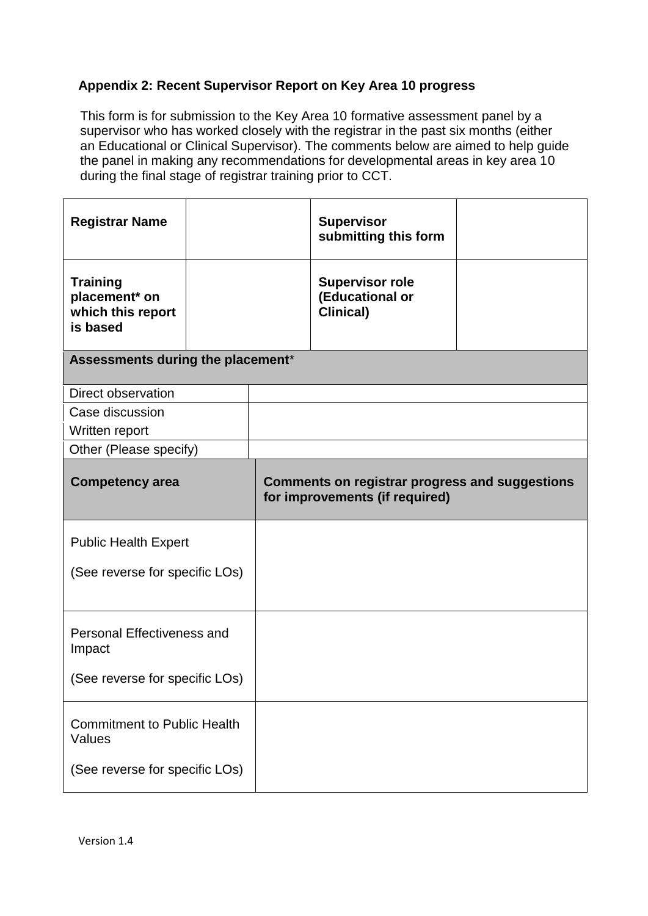## Appendix 2: Recent Supervisor Report on Key Area 10 progress

This form is for submission to the Key Area 10 formative assessment panel by a supervisor who has worked closely with the registrar in the past six months (either an Educational or Clinical Supervisor). The comments below are aimed to help guide the panel in making any recommendations for developmental areas in key area 10 during the final stage of registrar training prior to CCT.

| **Registrar Name** | | **Supervisor submitting this form** | |
|---|---|---|---|
| **Training placement* on which this report is based** | | **Supervisor role (Educational or Clinical)** | |

| **Assessments during the placement*** | |
|---|---|
| Direct observation | |
| Case discussion<br>Written report | |
| Other (Please specify) | |

| **Competency area** | **Comments on registrar progress and suggestions for improvements (if required)** |
|---|---|
| Public Health Expert<br><br>(See reverse for specific LOs) | |
| Personal Effectiveness and Impact<br><br>(See reverse for specific LOs) | |
| Commitment to Public Health Values<br><br>(See reverse for specific LOs) | |

Version 1.4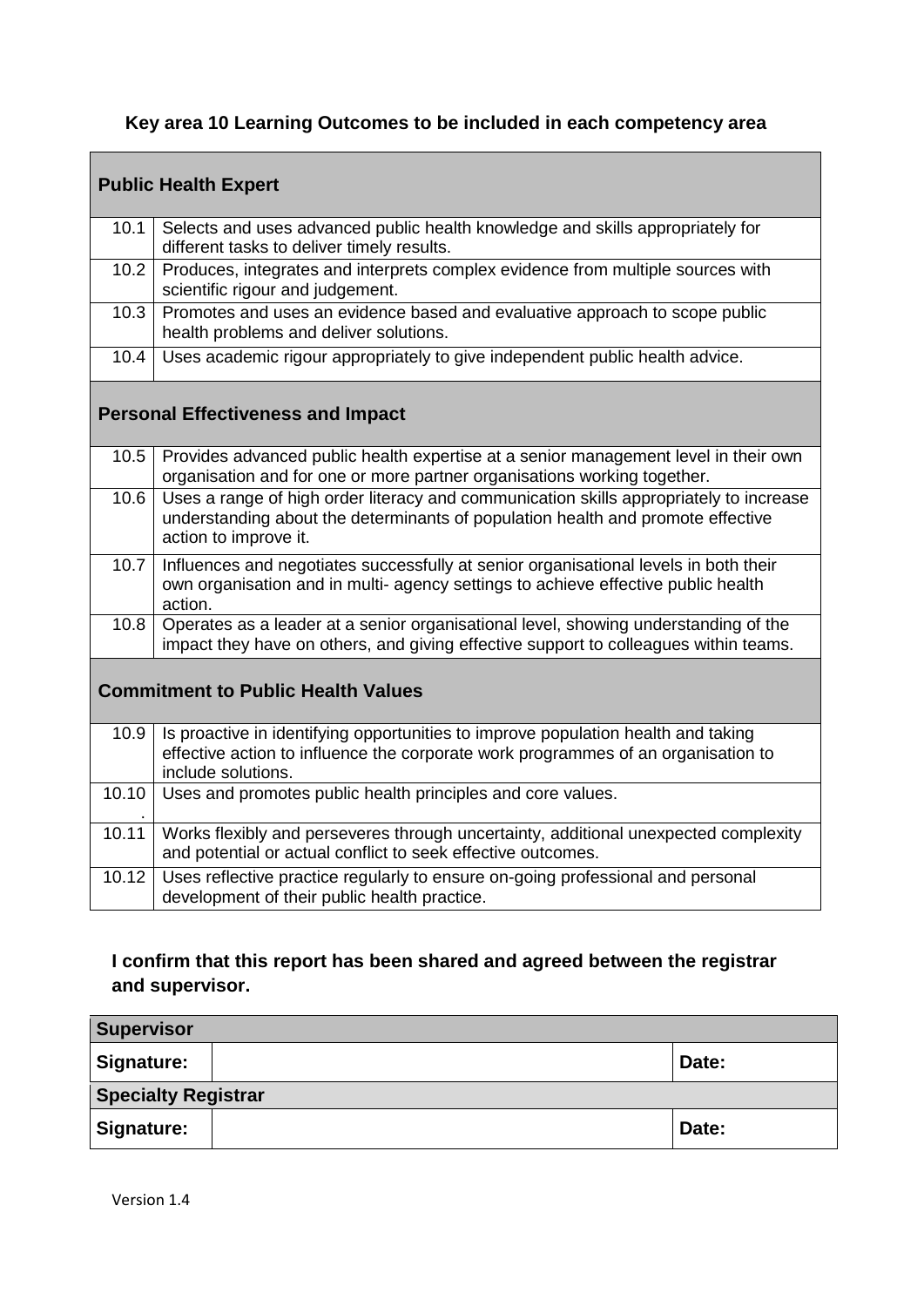### Key area 10 Learning Outcomes to be included in each competency area

| | |
|---|---|
| **Public Health Expert** | |
| 10.1 | Selects and uses advanced public health knowledge and skills appropriately for different tasks to deliver timely results. |
| 10.2 | Produces, integrates and interprets complex evidence from multiple sources with scientific rigour and judgement. |
| 10.3 | Promotes and uses an evidence based and evaluative approach to scope public health problems and deliver solutions. |
| 10.4 | Uses academic rigour appropriately to give independent public health advice. |
| **Personal Effectiveness and Impact** | |
| 10.5 | Provides advanced public health expertise at a senior management level in their own organisation and for one or more partner organisations working together. |
| 10.6 | Uses a range of high order literacy and communication skills appropriately to increase understanding about the determinants of population health and promote effective action to improve it. |
| 10.7 | Influences and negotiates successfully at senior organisational levels in both their own organisation and in multi- agency settings to achieve effective public health action. |
| 10.8 | Operates as a leader at a senior organisational level, showing understanding of the impact they have on others, and giving effective support to colleagues within teams. |
| **Commitment to Public Health Values** | |
| 10.9 | Is proactive in identifying opportunities to improve population health and taking effective action to influence the corporate work programmes of an organisation to include solutions. |
| 10.10. | Uses and promotes public health principles and core values. |
| 10.11 | Works flexibly and perseveres through uncertainty, additional unexpected complexity and potential or actual conflict to seek effective outcomes. |
| 10.12 | Uses reflective practice regularly to ensure on-going professional and personal development of their public health practice. |

**I confirm that this report has been shared and agreed between the registrar and supervisor.**

| **Supervisor** | | |
|---|---|---|
| **Signature:** | | **Date:** |
| **Specialty Registrar** | | |
| **Signature:** | | **Date:** |

Version 1.4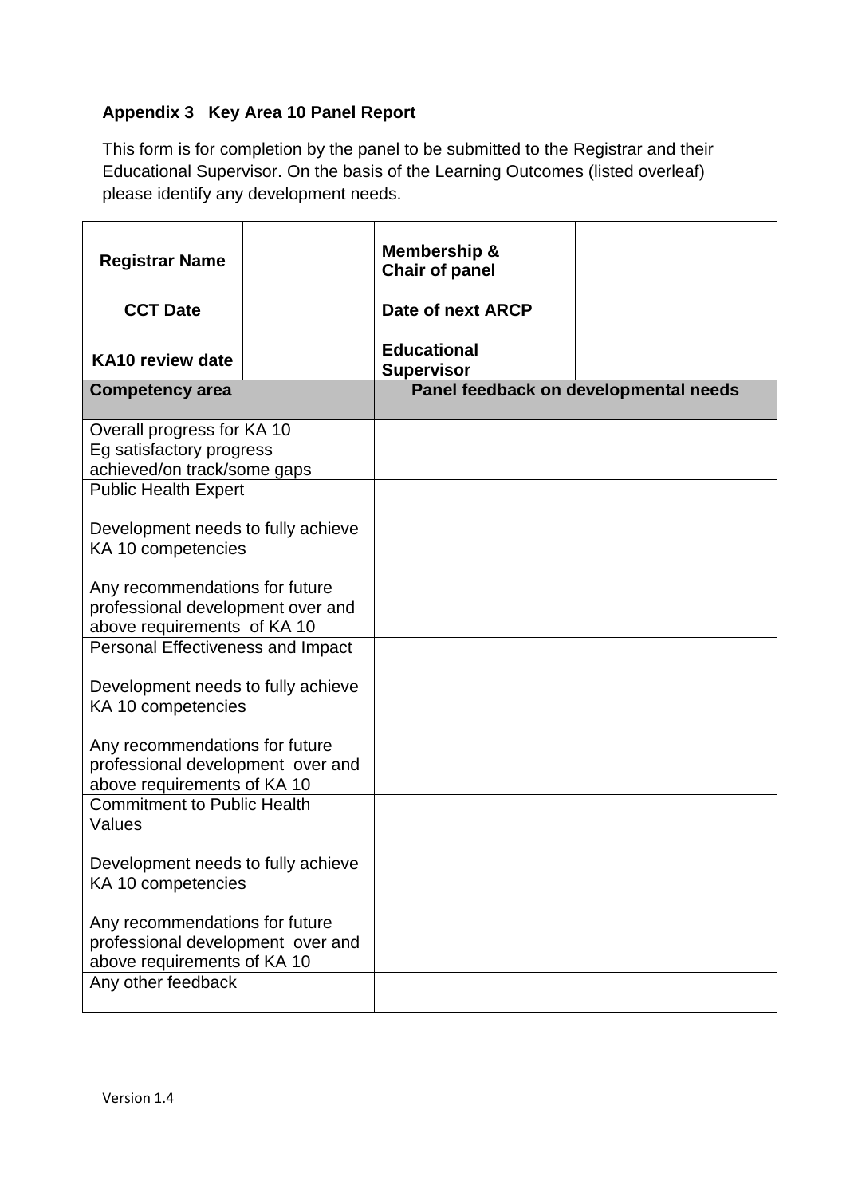**Appendix 3 Key Area 10 Panel Report**

This form is for completion by the panel to be submitted to the Registrar and their Educational Supervisor. On the basis of the Learning Outcomes (listed overleaf) please identify any development needs.

| **Registrar Name** | | **Membership & Chair of panel** | |
|---|---|---|---|
| **CCT Date** | | **Date of next ARCP** | |
| **KA10 review date** | | **Educational Supervisor** | |

| **Competency area** | **Panel feedback on developmental needs** |
|---|---|
| Overall progress for KA 10<br>Eg satisfactory progress achieved/on track/some gaps | |
| Public Health Expert<br><br>Development needs to fully achieve KA 10 competencies<br><br>Any recommendations for future professional development over and above requirements of KA 10 | |
| Personal Effectiveness and Impact<br><br>Development needs to fully achieve KA 10 competencies<br><br>Any recommendations for future professional development over and above requirements of KA 10 | |
| Commitment to Public Health Values<br><br>Development needs to fully achieve KA 10 competencies<br><br>Any recommendations for future professional development over and above requirements of KA 10 | |
| Any other feedback | |

Version 1.4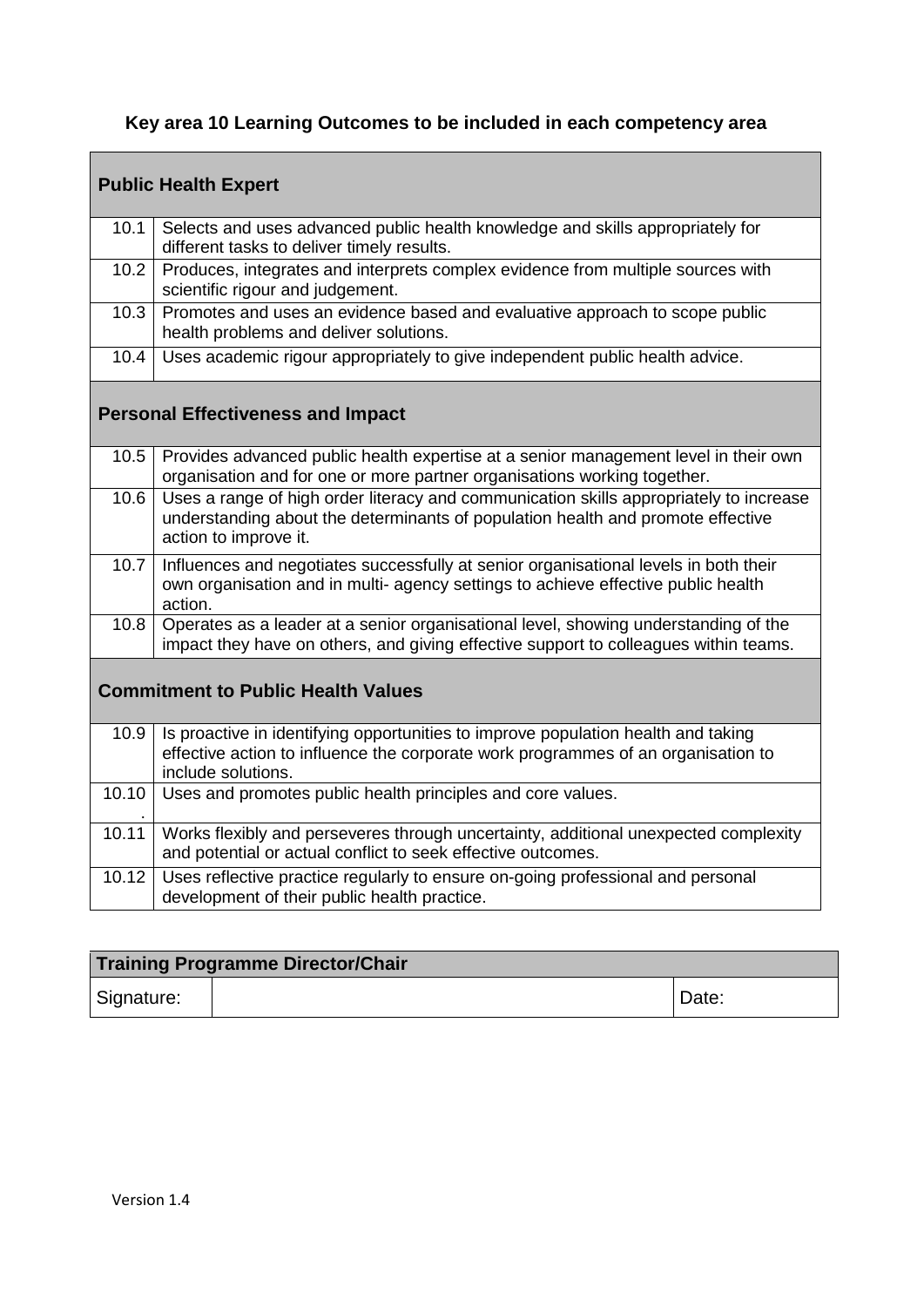### Key area 10 Learning Outcomes to be included in each competency area

| | |
|---|---|
| **Public Health Expert** | |
| 10.1 | Selects and uses advanced public health knowledge and skills appropriately for different tasks to deliver timely results. |
| 10.2 | Produces, integrates and interprets complex evidence from multiple sources with scientific rigour and judgement. |
| 10.3 | Promotes and uses an evidence based and evaluative approach to scope public health problems and deliver solutions. |
| 10.4 | Uses academic rigour appropriately to give independent public health advice. |
| **Personal Effectiveness and Impact** | |
| 10.5 | Provides advanced public health expertise at a senior management level in their own organisation and for one or more partner organisations working together. |
| 10.6 | Uses a range of high order literacy and communication skills appropriately to increase understanding about the determinants of population health and promote effective action to improve it. |
| 10.7 | Influences and negotiates successfully at senior organisational levels in both their own organisation and in multi- agency settings to achieve effective public health action. |
| 10.8 | Operates as a leader at a senior organisational level, showing understanding of the impact they have on others, and giving effective support to colleagues within teams. |
| **Commitment to Public Health Values** | |
| 10.9 | Is proactive in identifying opportunities to improve population health and taking effective action to influence the corporate work programmes of an organisation to include solutions. |
| 10.10. | Uses and promotes public health principles and core values. |
| 10.11 | Works flexibly and perseveres through uncertainty, additional unexpected complexity and potential or actual conflict to seek effective outcomes. |
| 10.12 | Uses reflective practice regularly to ensure on-going professional and personal development of their public health practice. |

| Training Programme Director/Chair | | |
|---|---|---|
| Signature: | | Date: |

Version 1.4